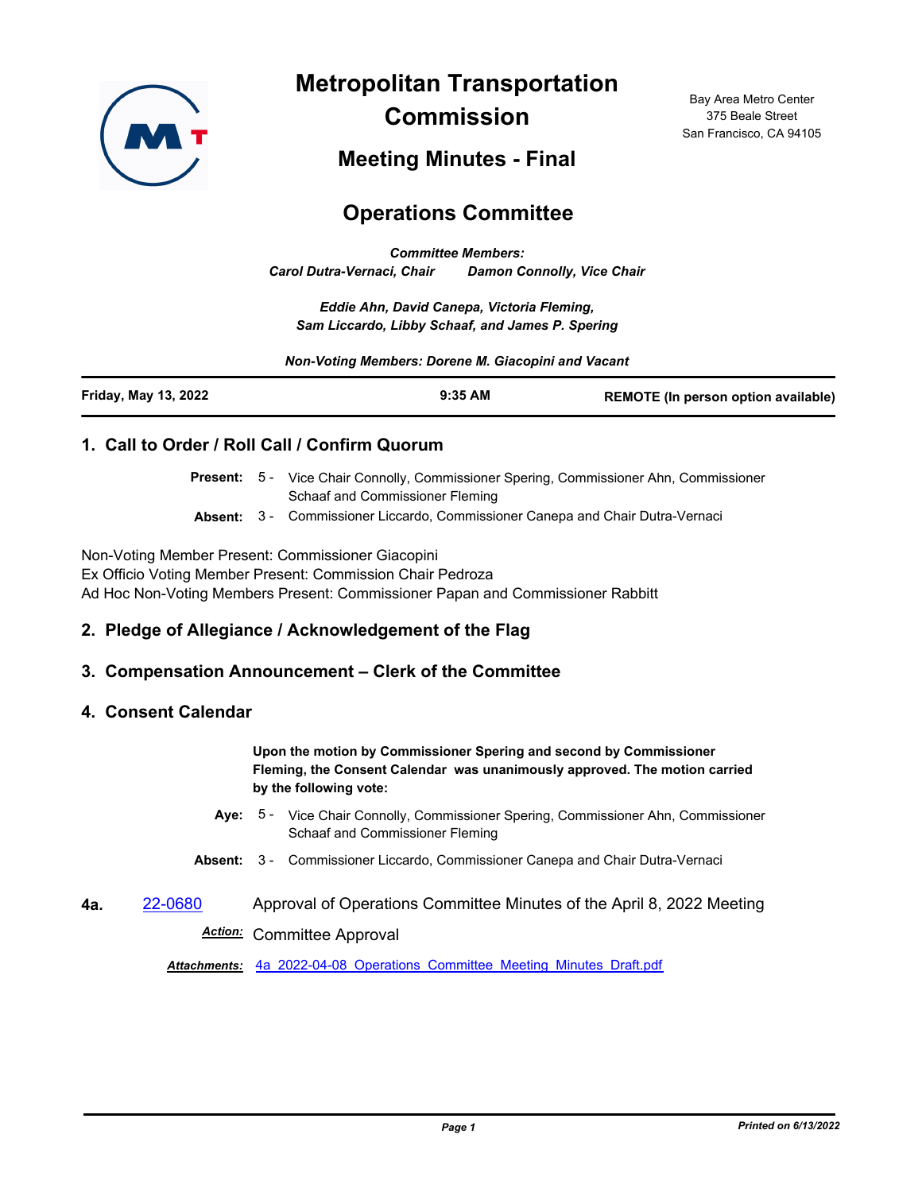# Metropolitan Transportation Commission

Bay Area Metro Center
375 Beale Street
San Francisco, CA 94105

## Meeting Minutes - Final

## Operations Committee

*Committee Members:*
*Carol Dutra-Vernaci, Chair     Damon Connolly, Vice Chair*

*Eddie Ahn, David Canepa, Victoria Fleming,*
*Sam Liccardo, Libby Schaaf, and James P. Spering*

*Non-Voting Members: Dorene M. Giacopini and Vacant*

| **Friday, May 13, 2022** | **9:35 AM** | **REMOTE (In person option available)** |
|---|---|---|

### 1. Call to Order / Roll Call / Confirm Quorum

**Present:** 5 - Vice Chair Connolly, Commissioner Spering, Commissioner Ahn, Commissioner Schaaf and Commissioner Fleming

**Absent:** 3 - Commissioner Liccardo, Commissioner Canepa and Chair Dutra-Vernaci

Non-Voting Member Present: Commissioner Giacopini
Ex Officio Voting Member Present: Commission Chair Pedroza
Ad Hoc Non-Voting Members Present: Commissioner Papan and Commissioner Rabbitt

### 2. Pledge of Allegiance / Acknowledgement of the Flag

### 3. Compensation Announcement – Clerk of the Committee

### 4. Consent Calendar

**Upon the motion by Commissioner Spering and second by Commissioner Fleming, the Consent Calendar was unanimously approved. The motion carried by the following vote:**

**Aye:** 5 - Vice Chair Connolly, Commissioner Spering, Commissioner Ahn, Commissioner Schaaf and Commissioner Fleming

**Absent:** 3 - Commissioner Liccardo, Commissioner Canepa and Chair Dutra-Vernaci

**4a.** 22-0680 Approval of Operations Committee Minutes of the April 8, 2022 Meeting

***Action:*** Committee Approval

***Attachments:*** 4a_2022-04-08_Operations_Committee_Meeting_Minutes_Draft.pdf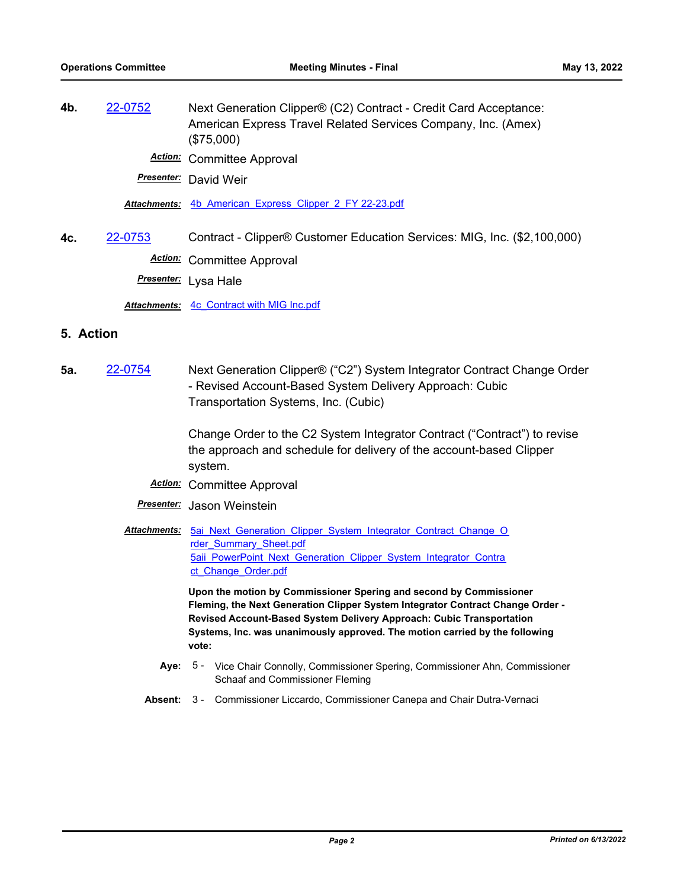**4b.** 22-0752 Next Generation Clipper® (C2) Contract - Credit Card Acceptance: American Express Travel Related Services Company, Inc. (Amex) ($75,000)

***Action:*** Committee Approval

***Presenter:*** David Weir

***Attachments:*** 4b_American_Express_Clipper_2_FY 22-23.pdf

**4c.** 22-0753 Contract - Clipper® Customer Education Services: MIG, Inc. ($2,100,000)

***Action:*** Committee Approval

***Presenter:*** Lysa Hale

***Attachments:*** 4c_Contract with MIG Inc.pdf

## 5. Action

**5a.** 22-0754 Next Generation Clipper® ("C2") System Integrator Contract Change Order - Revised Account-Based System Delivery Approach: Cubic Transportation Systems, Inc. (Cubic)

Change Order to the C2 System Integrator Contract ("Contract") to revise the approach and schedule for delivery of the account-based Clipper system.

***Action:*** Committee Approval

***Presenter:*** Jason Weinstein

***Attachments:*** 5ai_Next_Generation_Clipper_System_Integrator_Contract_Change_Order_Summary_Sheet.pdf
5aii_PowerPoint_Next_Generation_Clipper_System_Integrator_Contract_Change_Order.pdf

**Upon the motion by Commissioner Spering and second by Commissioner Fleming, the Next Generation Clipper System Integrator Contract Change Order - Revised Account-Based System Delivery Approach: Cubic Transportation Systems, Inc. was unanimously approved. The motion carried by the following vote:**

**Aye:** 5 - Vice Chair Connolly, Commissioner Spering, Commissioner Ahn, Commissioner Schaaf and Commissioner Fleming

**Absent:** 3 - Commissioner Liccardo, Commissioner Canepa and Chair Dutra-Vernaci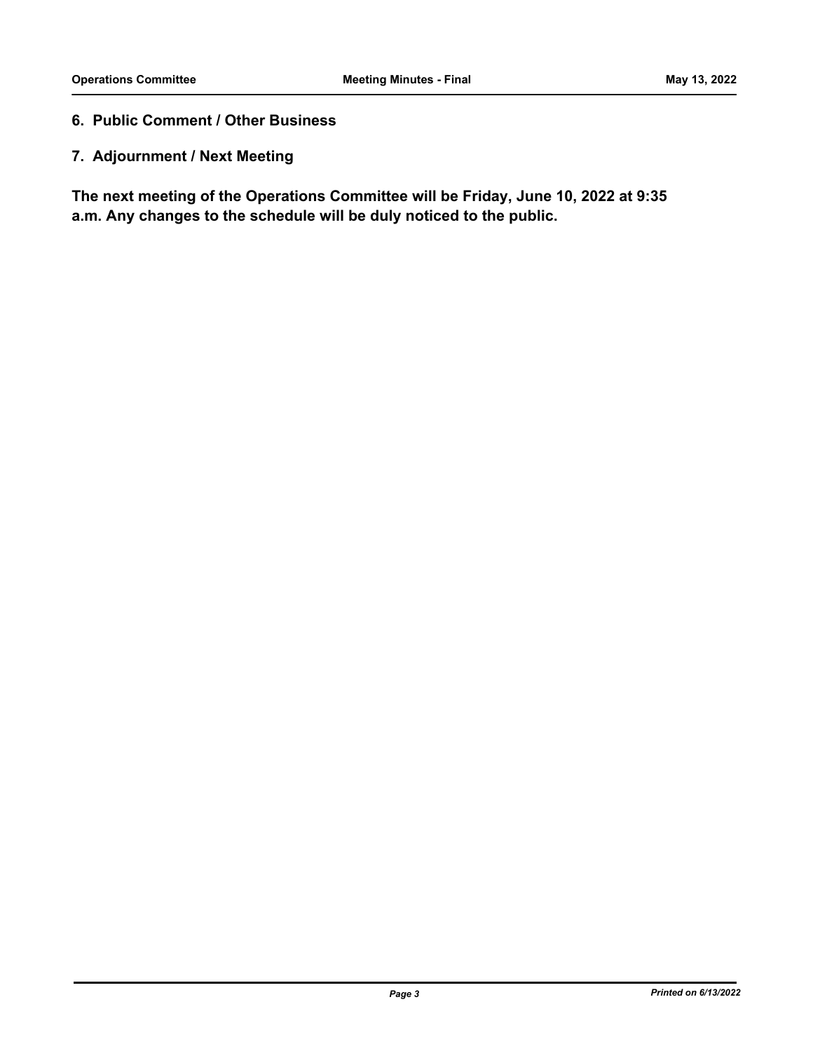## 6. Public Comment / Other Business

## 7. Adjournment / Next Meeting

**The next meeting of the Operations Committee will be Friday, June 10, 2022 at 9:35 a.m. Any changes to the schedule will be duly noticed to the public.**